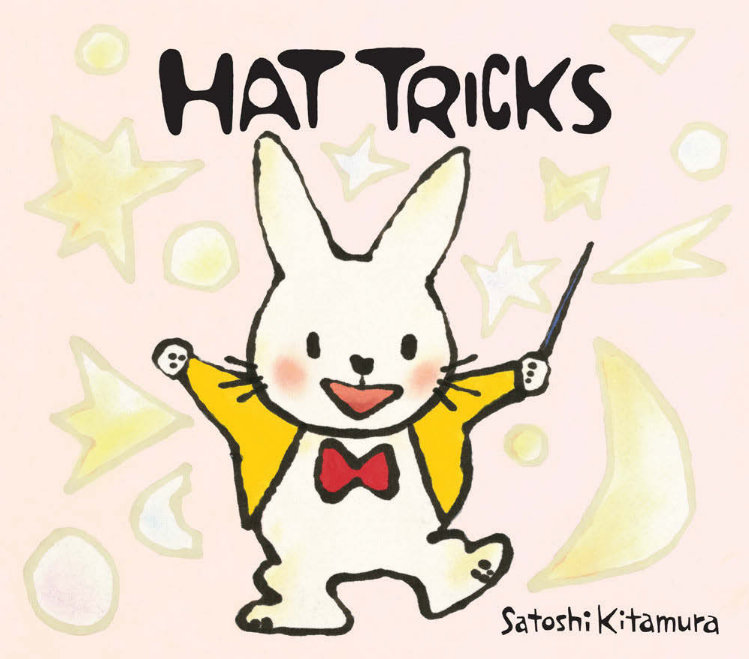# HAT TRICKS

Satoshi Kitamura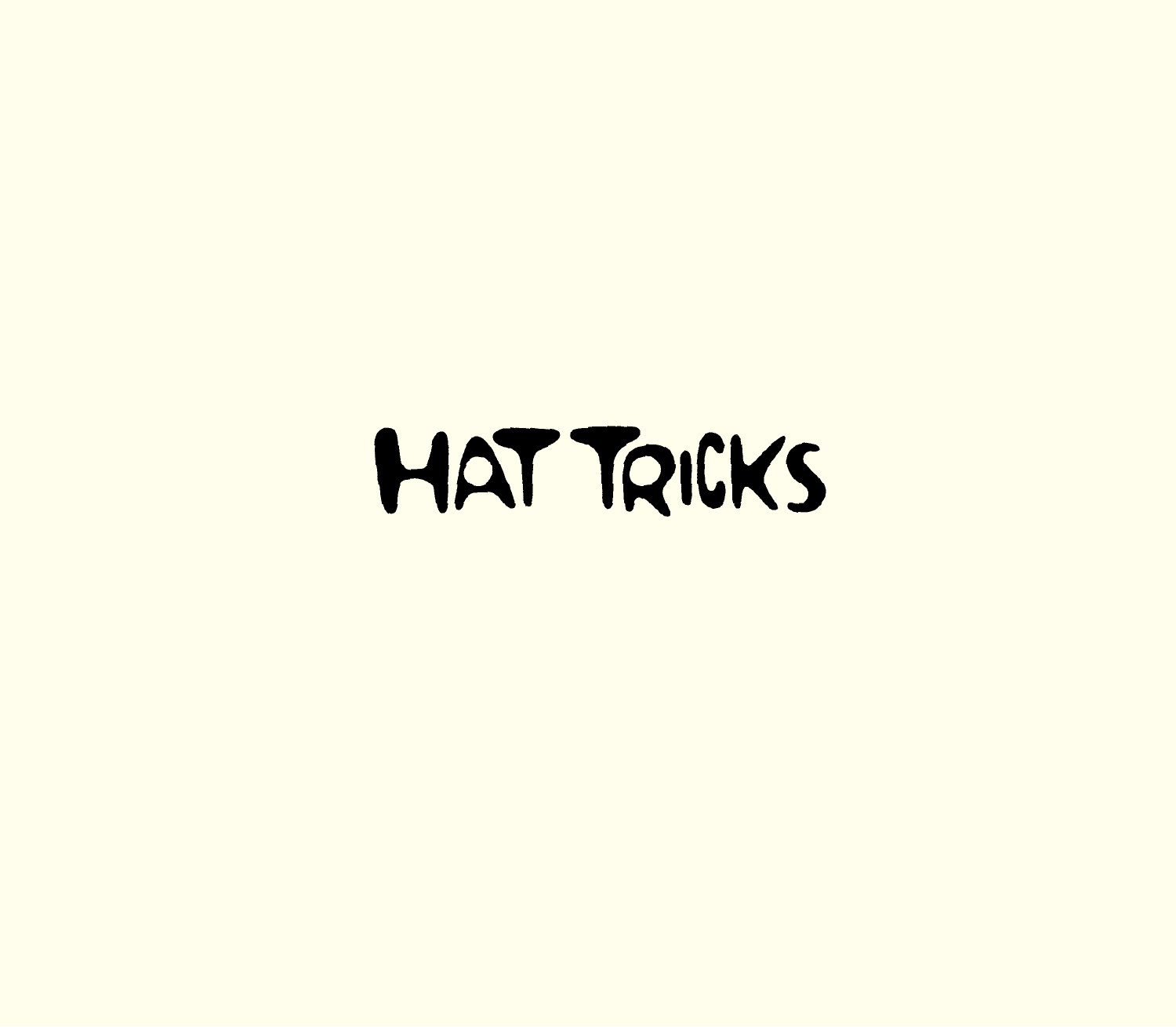# HAT TRICKS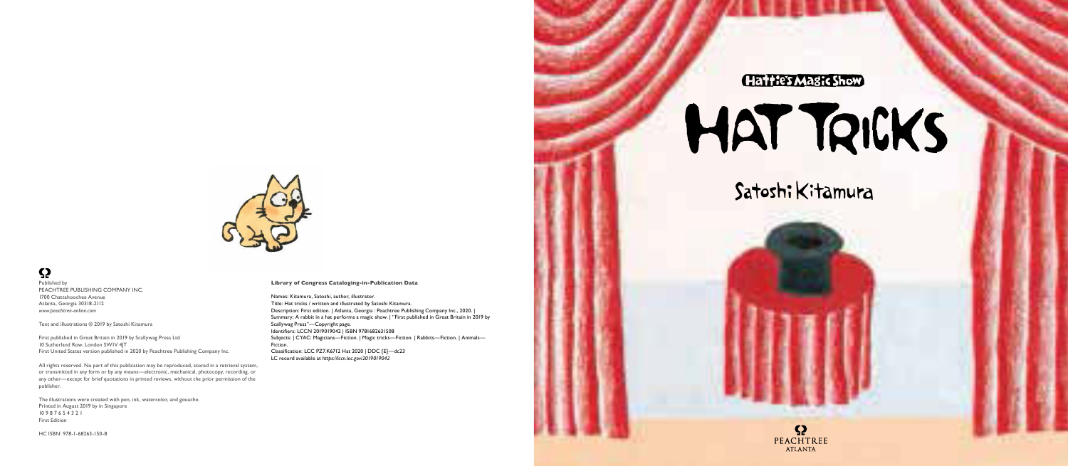Published by
PEACHTREE PUBLISHING COMPANY INC.
1700 Chattahoochee Avenue
Atlanta, Georgia 30318-2112
*www.peachtree-online.com*

Text and illustrations © 2019 by Satoshi Kitamura

First published in Great Britain in 2019 by Scallywag Press Ltd
10 Sutherland Row, London SW1V 4JT
First United States version published in 2020 by Peachtree Publishing Company Inc.

All rights reserved. No part of this publication may be reproduced, stored in a retrieval system, or transmitted in any form or by any means—electronic, mechanical, photocopy, recording, or any other—except for brief quotations in printed reviews, without the prior permission of the publisher.

The illustrations were created with pen, ink, watercolor, and gouache.
Printed in August 2019 by in Singapore
10 9 8 7 6 5 4 3 2 1
First Edition

HC ISBN: 978-1-68263-150-8

**Library of Congress Cataloging-in-Publication Data**

Names: Kitamura, Satoshi, author, illustrator.
Title: Hat tricks / written and illustrated by Satoshi Kitamura.
Description: First edition. | Atlanta, Georgia : Peachtree Publishing Company Inc., 2020. | Summary: A rabbit in a hat performs a magic show. | "First published in Great Britain in 2019 by Scallywag Press"—Copyright page.
Identifiers: LCCN 2019019042 | ISBN 9781682631508
Subjects: | CYAC: Magicians—Fiction. | Magic tricks—Fiction. | Rabbits—Fiction. | Animals—Fiction.
Classification: LCC PZ7.K6712 Hat 2020 | DDC [E]—dc23
LC record available at *https://lccn.loc.gov/2019019042*

Hattie's Magic Show

# HAT TRICKS

Satoshi Kitamura

PEACHTREE
ATLANTA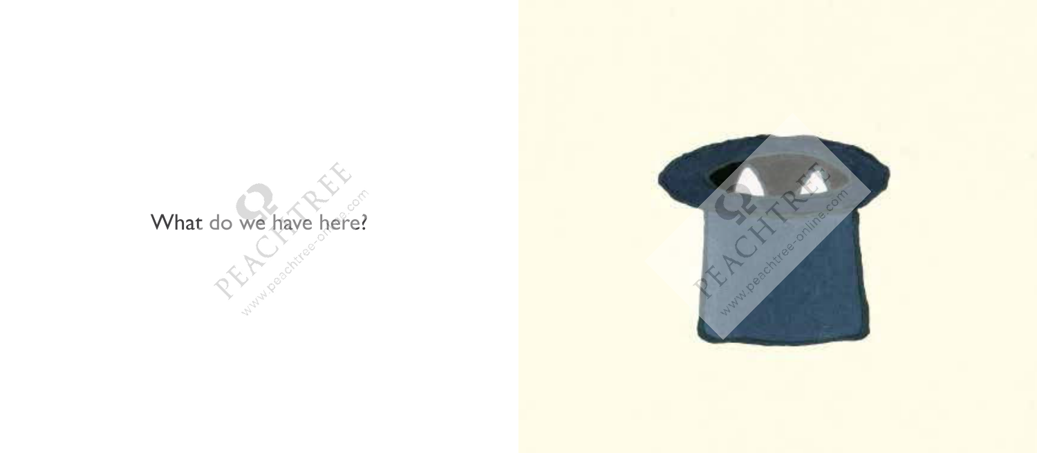What do we have here?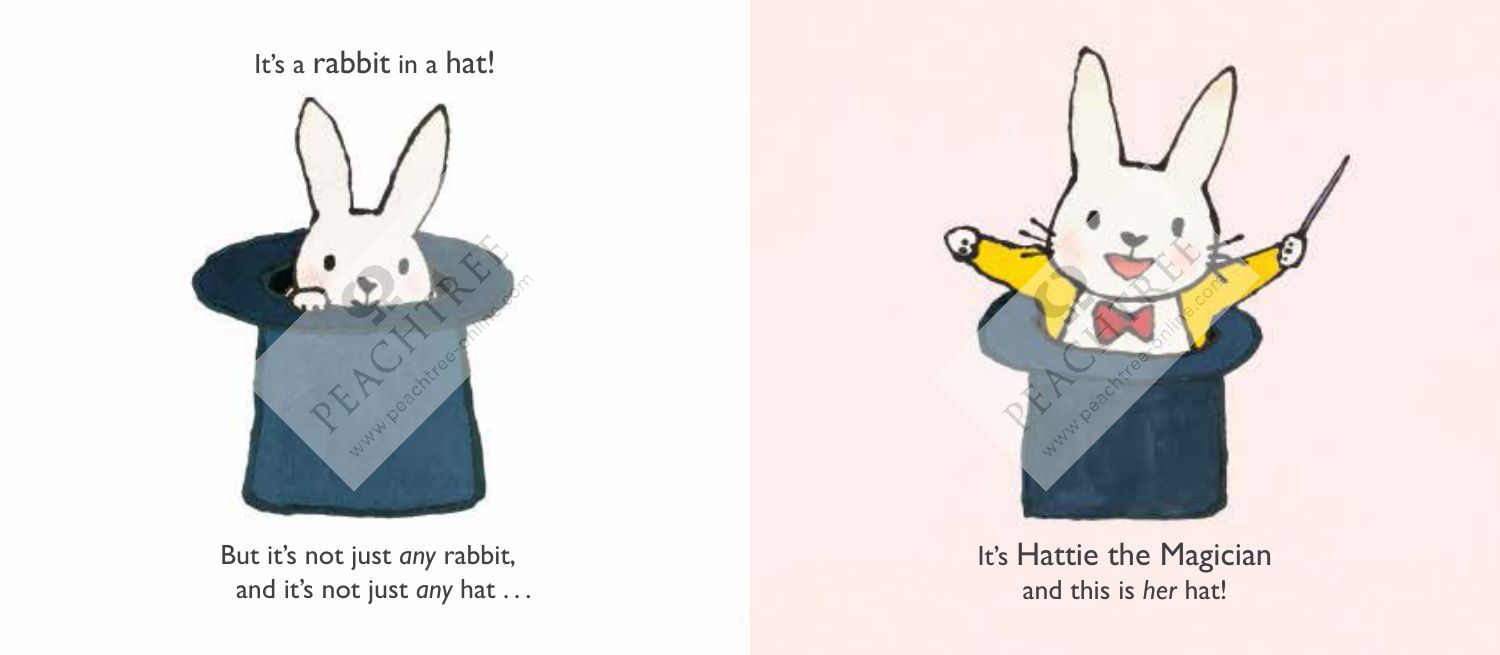It's a rabbit in a hat!

But it's not just *any* rabbit,
and it's not just *any* hat . . .

It's Hattie the Magician
and this is *her* hat!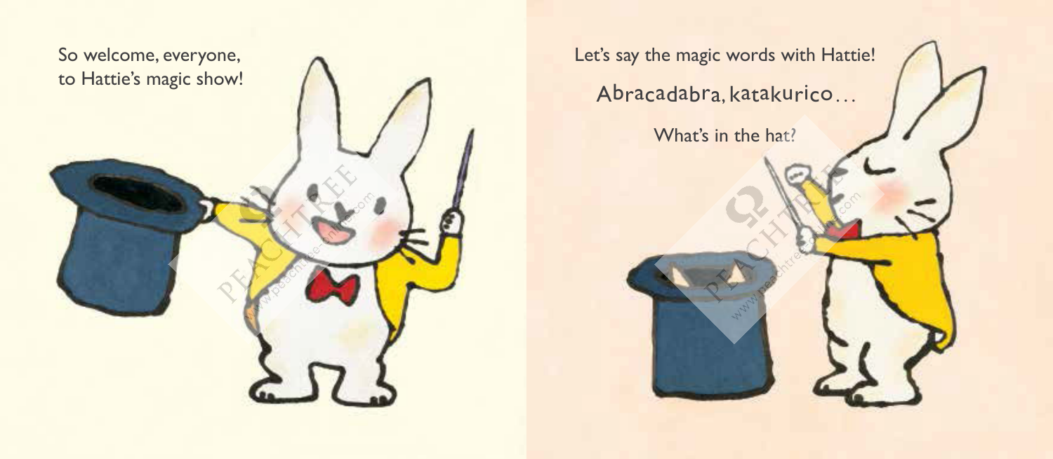So welcome, everyone,
to Hattie's magic show!

Let's say the magic words with Hattie!

Abracadabra, katakurico…

What's in the hat?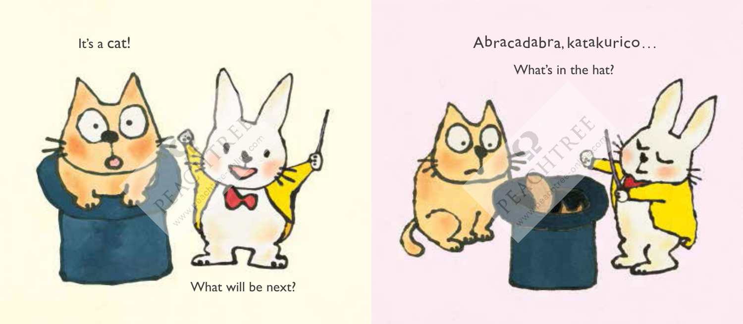It's a cat!

What will be next?

Abracadabra, katakurico...

What's in the hat?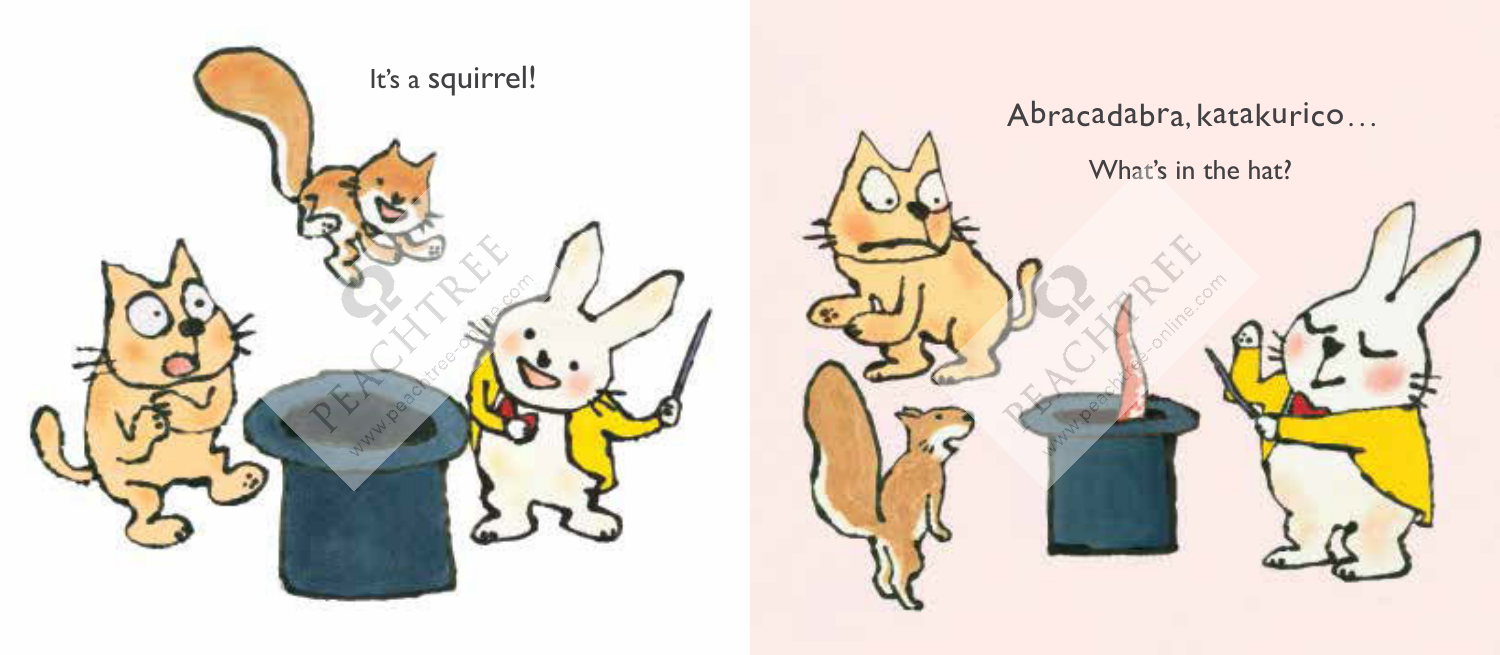It's a squirrel!

Abracadabra, katakurico…

What's in the hat?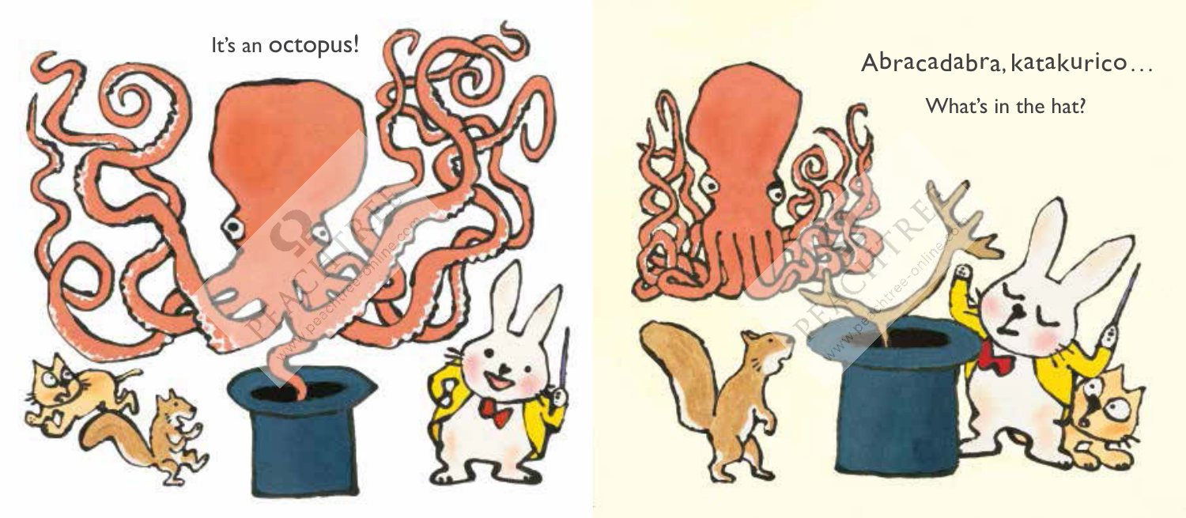It's an octopus!

Abracadabra, katakurico…

What's in the hat?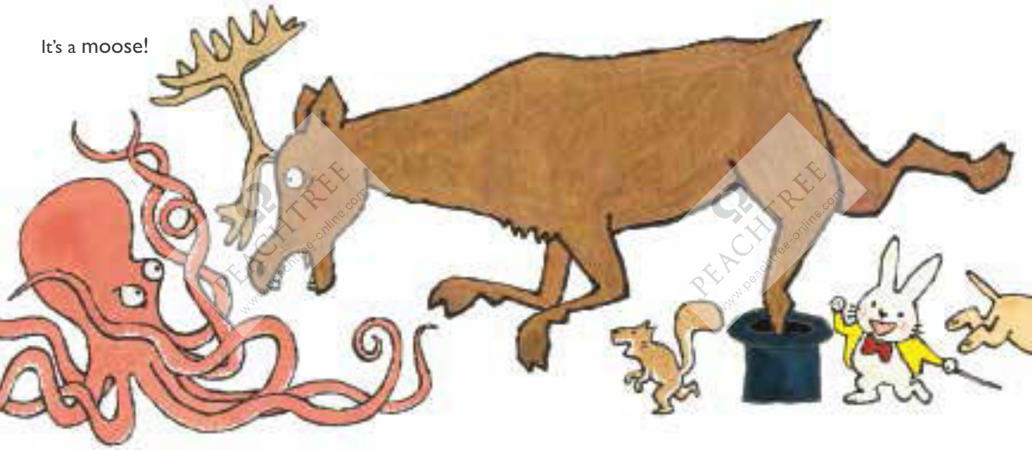It's a moose!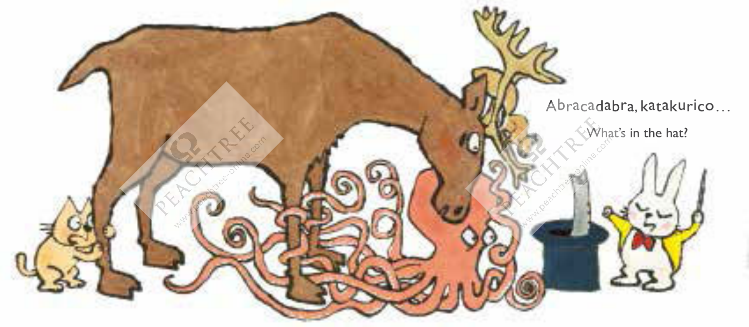Abracadabra, katakurico...

What's in the hat?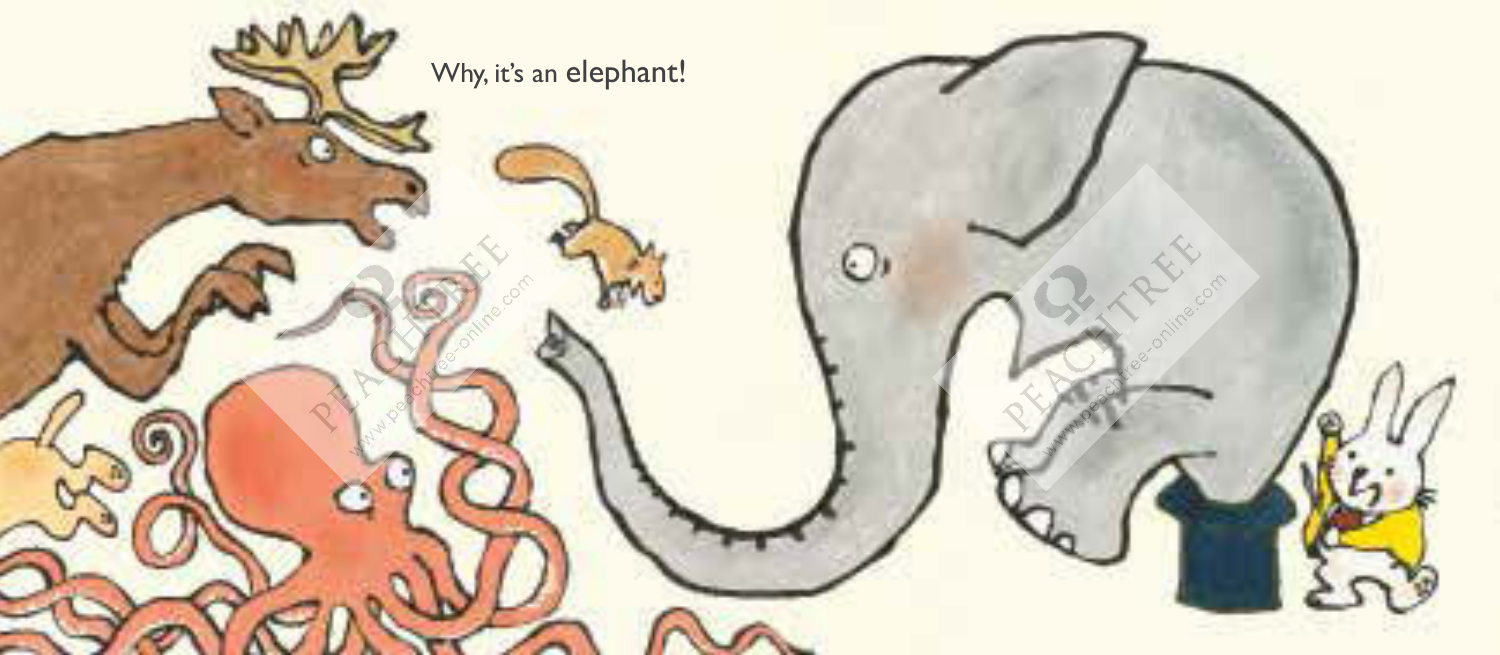Why, it's an **elephant**!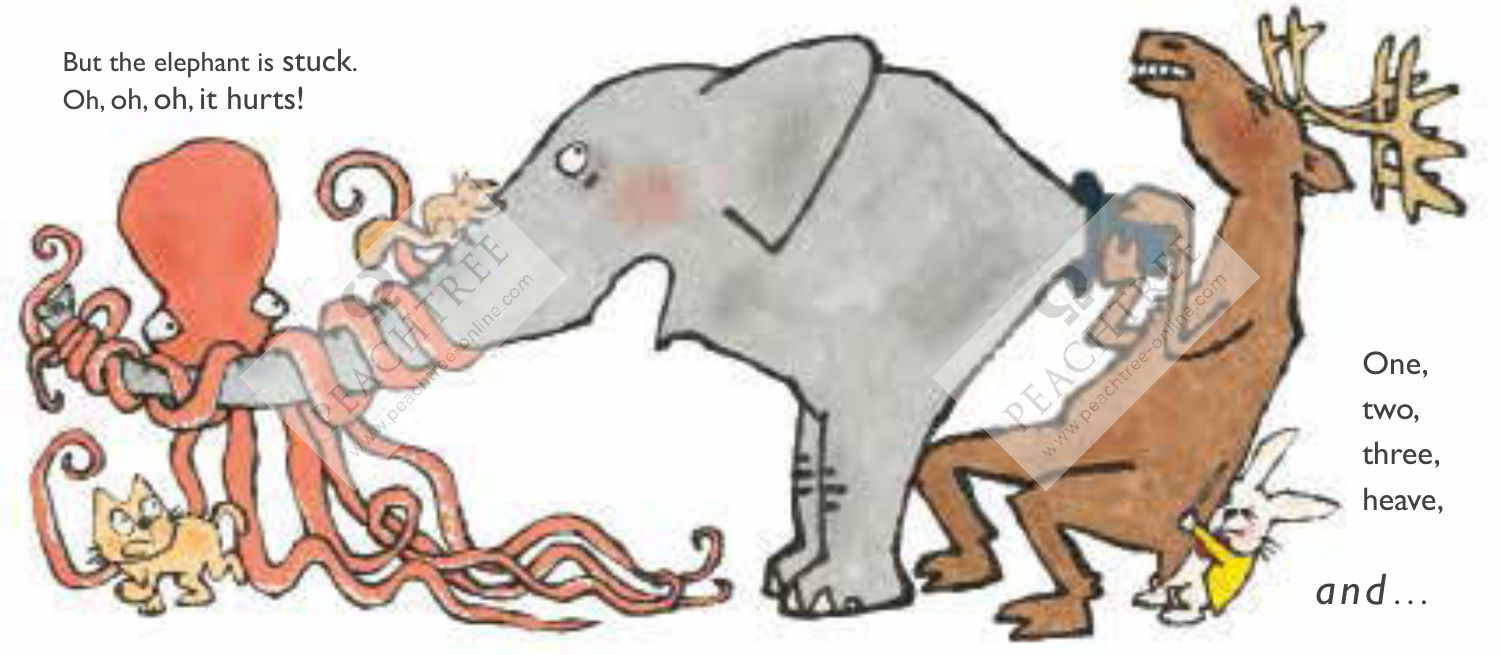But the elephant is stuck.
Oh, oh, oh, it hurts!

One,
two,
three,
heave,

*and…*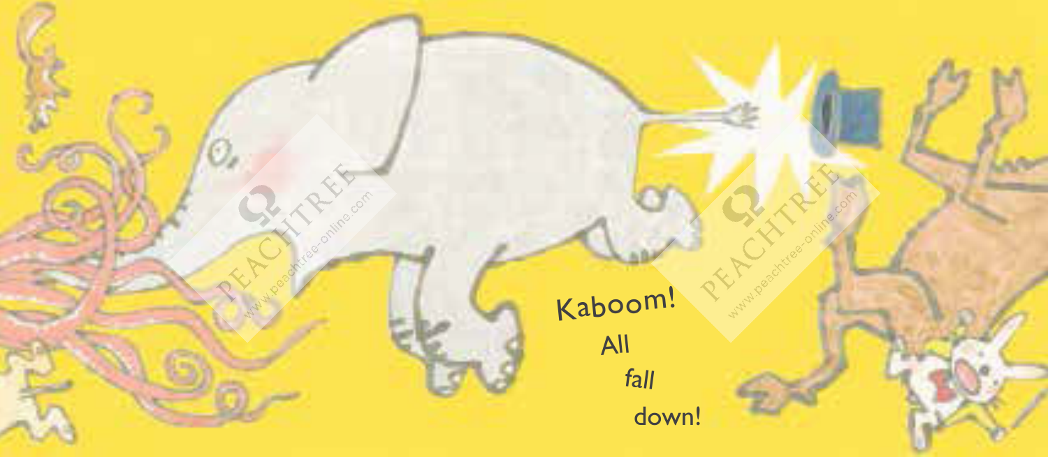Kaboom!

All

*fall*

down!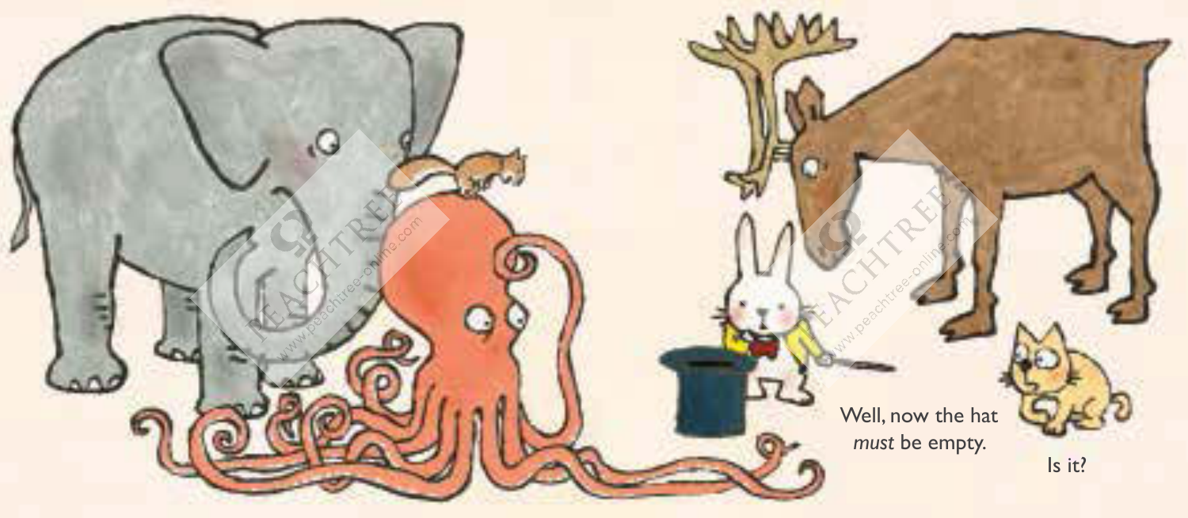Well, now the hat *must* be empty.

Is it?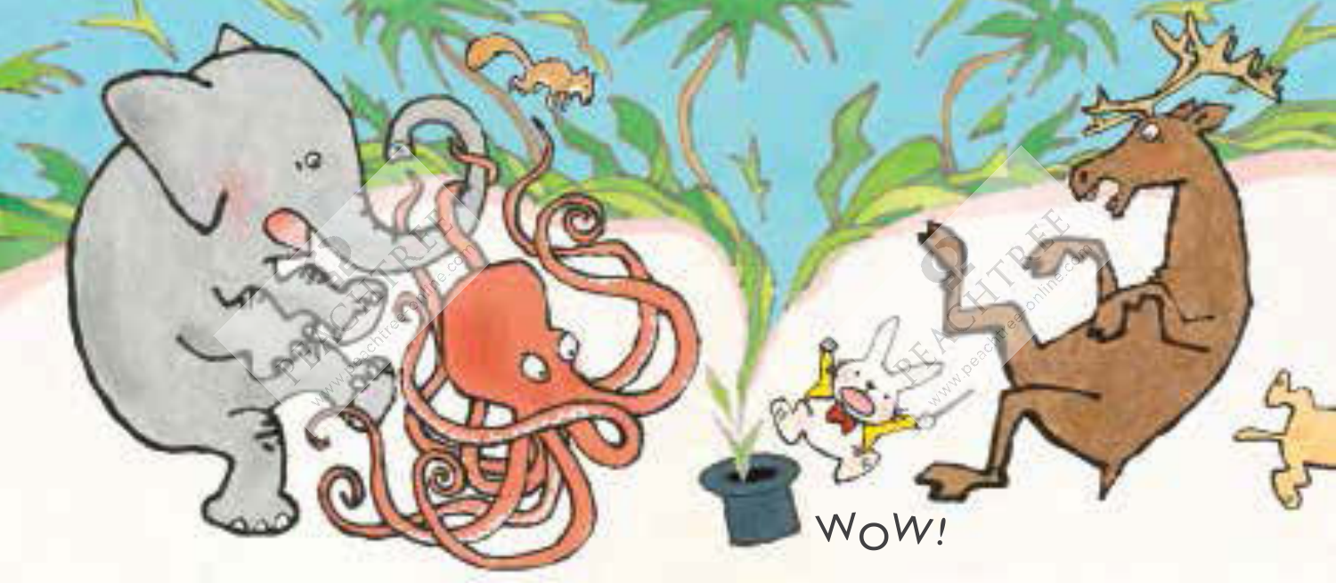WoW!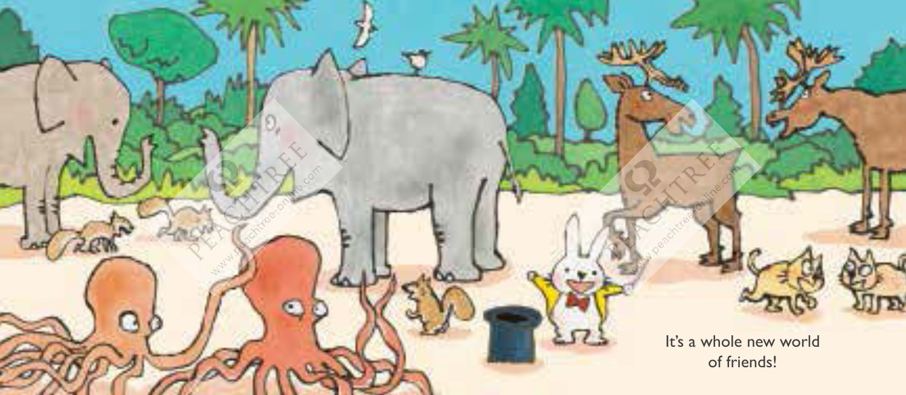It's a whole new world of friends!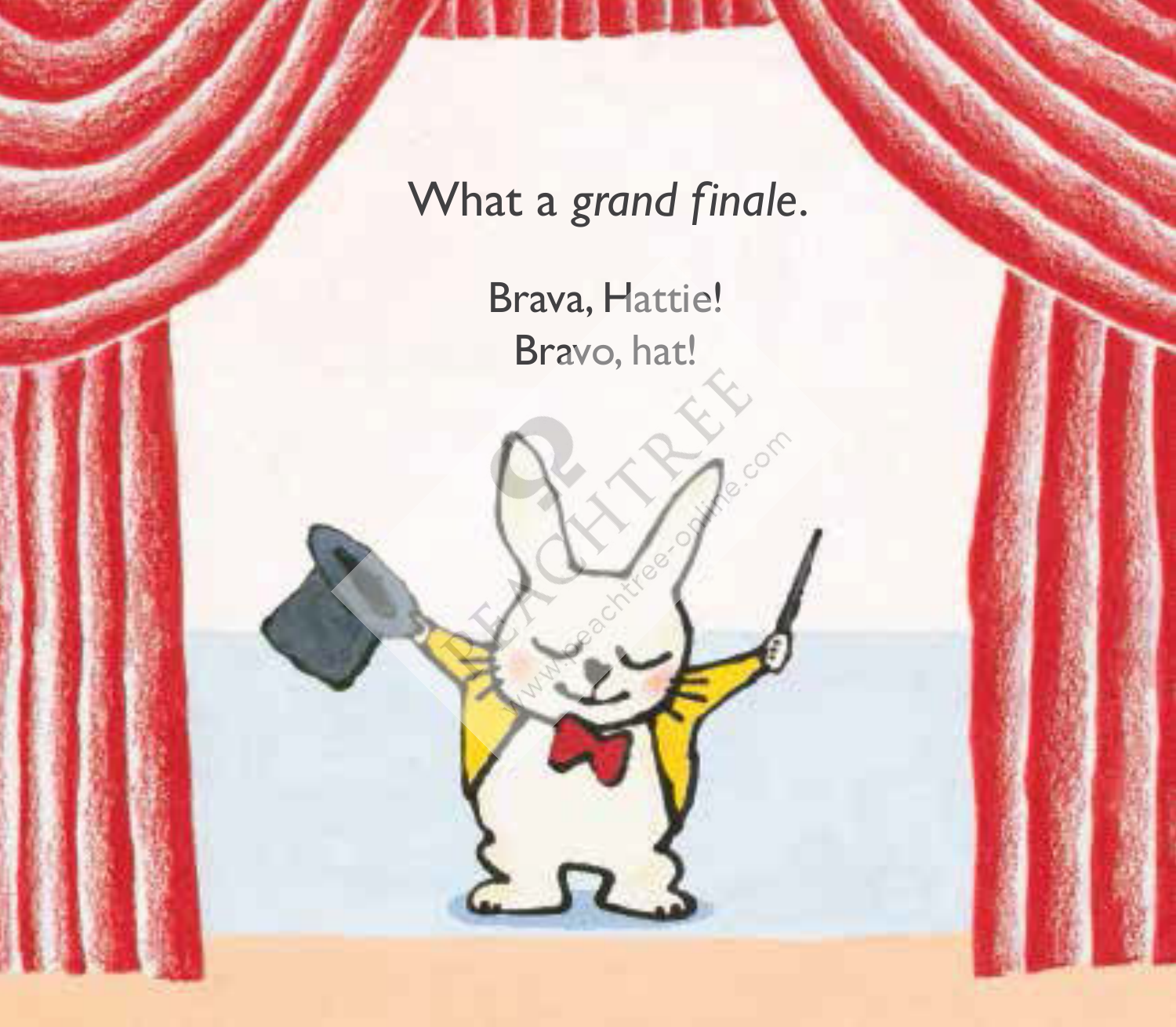What a *grand finale*.

Brava, Hattie!
Bravo, hat!